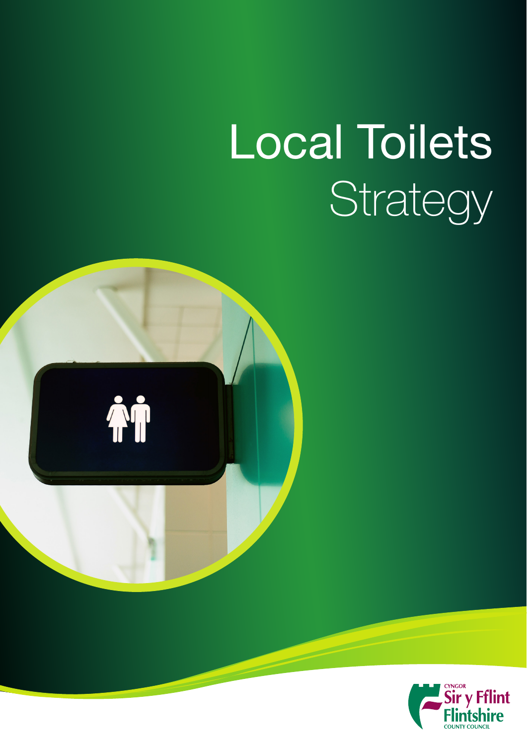# Local Toilets Strategy

CYNGOR
Sir y Fflint
Flintshire
COUNTY COUNCIL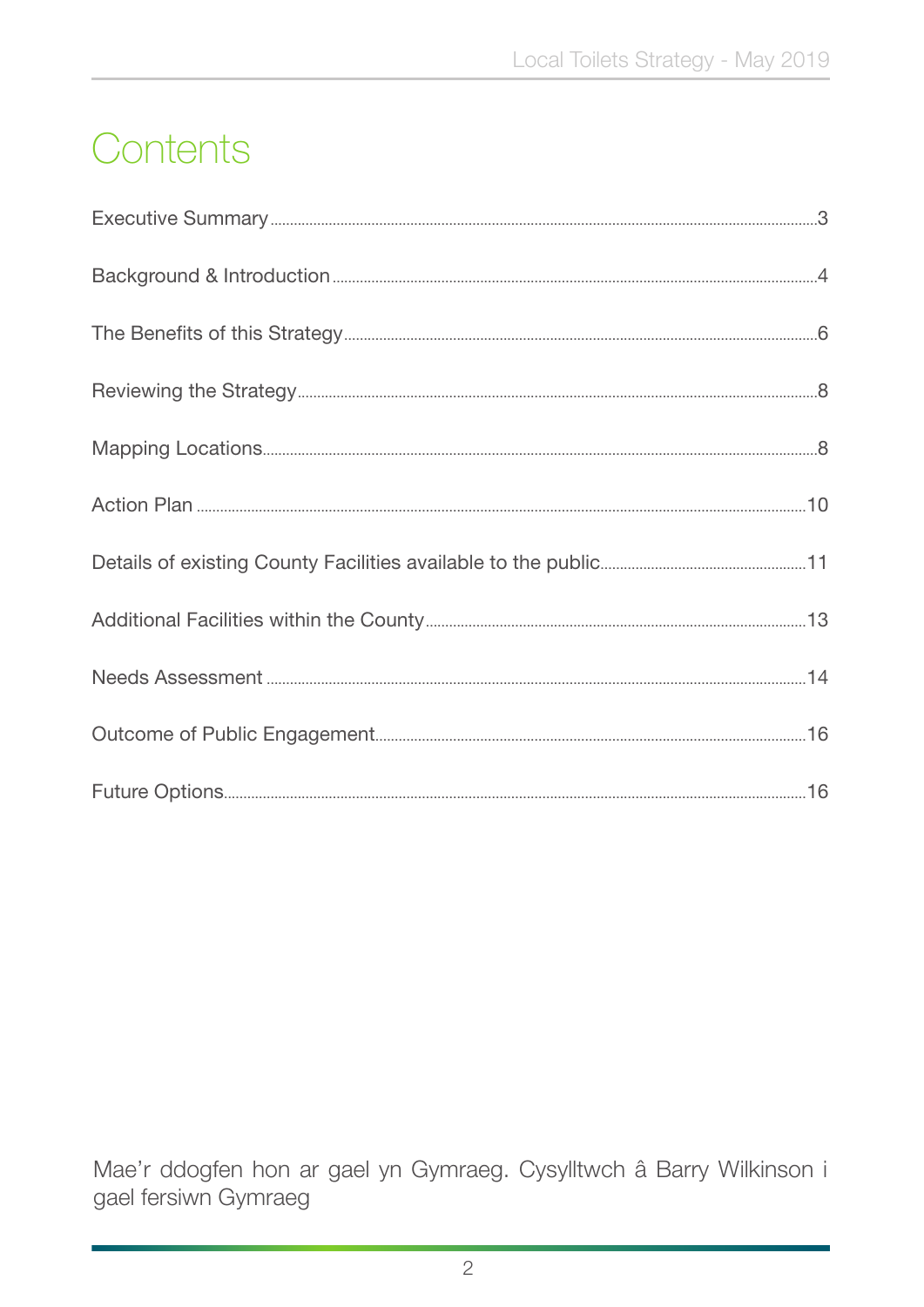# Contents

Executive Summary....................3

Background & Introduction....................4

The Benefits of this Strategy....................6

Reviewing the Strategy....................8

Mapping Locations....................8

Action Plan....................10

Details of existing County Facilities available to the public....................11

Additional Facilities within the County....................13

Needs Assessment....................14

Outcome of Public Engagement....................16

Future Options....................16

Mae'r ddogfen hon ar gael yn Gymraeg. Cysylltwch â Barry Wilkinson i gael fersiwn Gymraeg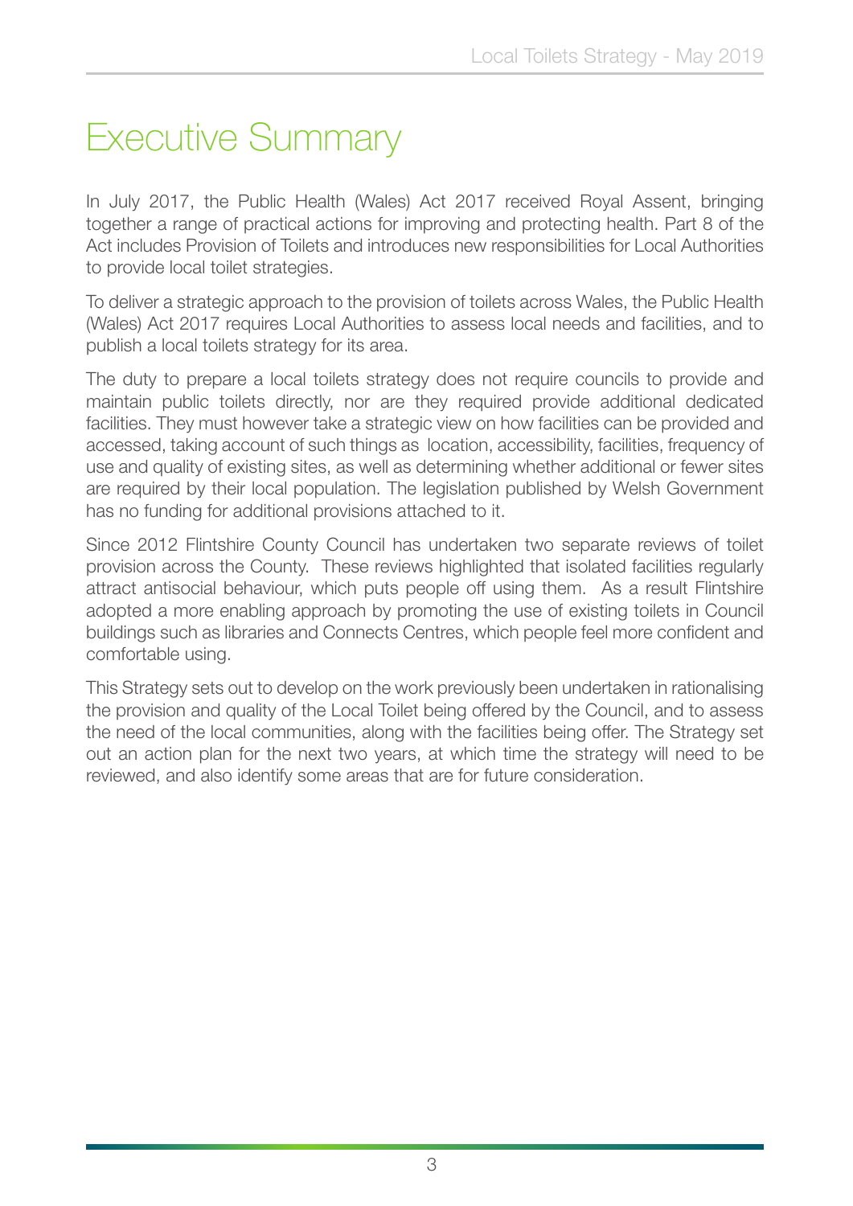# Executive Summary

In July 2017, the Public Health (Wales) Act 2017 received Royal Assent, bringing together a range of practical actions for improving and protecting health. Part 8 of the Act includes Provision of Toilets and introduces new responsibilities for Local Authorities to provide local toilet strategies.

To deliver a strategic approach to the provision of toilets across Wales, the Public Health (Wales) Act 2017 requires Local Authorities to assess local needs and facilities, and to publish a local toilets strategy for its area.

The duty to prepare a local toilets strategy does not require councils to provide and maintain public toilets directly, nor are they required provide additional dedicated facilities. They must however take a strategic view on how facilities can be provided and accessed, taking account of such things as location, accessibility, facilities, frequency of use and quality of existing sites, as well as determining whether additional or fewer sites are required by their local population. The legislation published by Welsh Government has no funding for additional provisions attached to it.

Since 2012 Flintshire County Council has undertaken two separate reviews of toilet provision across the County. These reviews highlighted that isolated facilities regularly attract antisocial behaviour, which puts people off using them. As a result Flintshire adopted a more enabling approach by promoting the use of existing toilets in Council buildings such as libraries and Connects Centres, which people feel more confident and comfortable using.

This Strategy sets out to develop on the work previously been undertaken in rationalising the provision and quality of the Local Toilet being offered by the Council, and to assess the need of the local communities, along with the facilities being offer. The Strategy set out an action plan for the next two years, at which time the strategy will need to be reviewed, and also identify some areas that are for future consideration.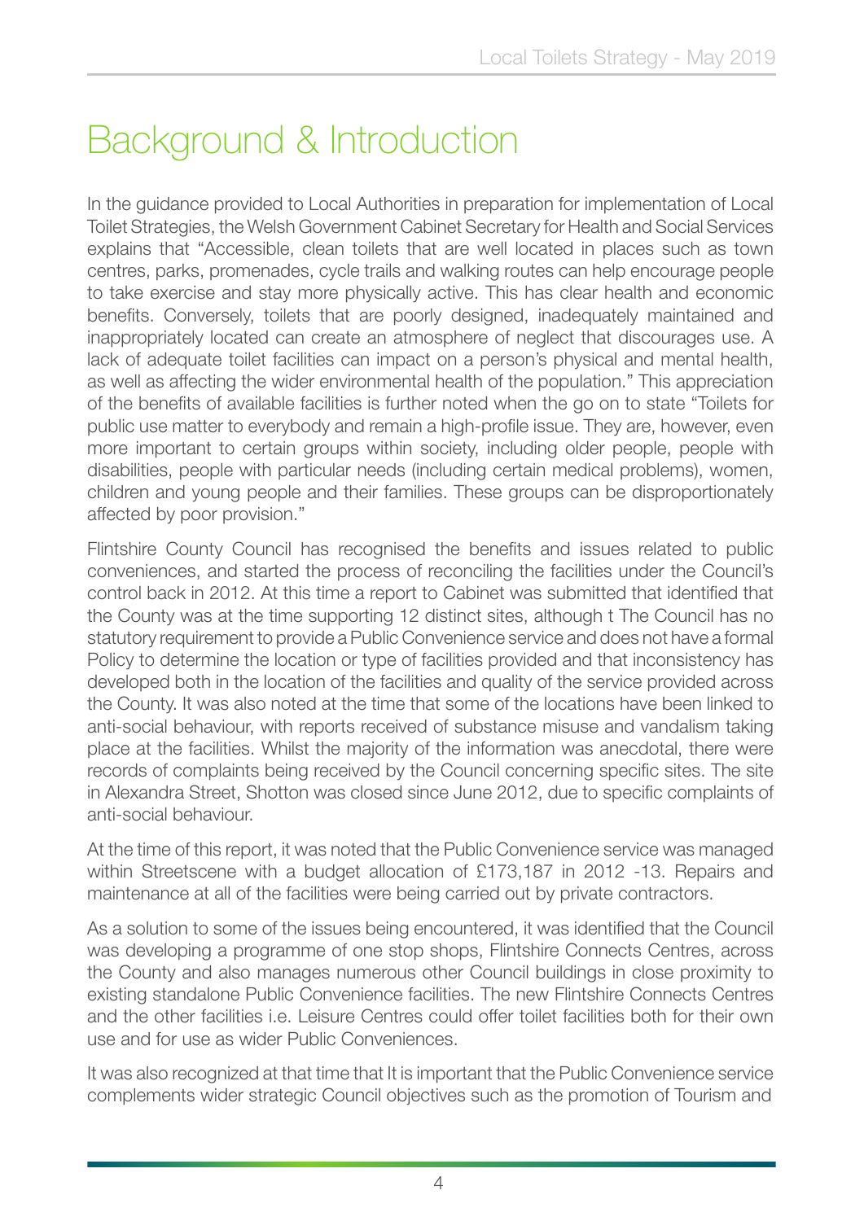# Background & Introduction

In the guidance provided to Local Authorities in preparation for implementation of Local Toilet Strategies, the Welsh Government Cabinet Secretary for Health and Social Services explains that "Accessible, clean toilets that are well located in places such as town centres, parks, promenades, cycle trails and walking routes can help encourage people to take exercise and stay more physically active. This has clear health and economic benefits. Conversely, toilets that are poorly designed, inadequately maintained and inappropriately located can create an atmosphere of neglect that discourages use. A lack of adequate toilet facilities can impact on a person's physical and mental health, as well as affecting the wider environmental health of the population." This appreciation of the benefits of available facilities is further noted when the go on to state "Toilets for public use matter to everybody and remain a high-profile issue. They are, however, even more important to certain groups within society, including older people, people with disabilities, people with particular needs (including certain medical problems), women, children and young people and their families. These groups can be disproportionately affected by poor provision."

Flintshire County Council has recognised the benefits and issues related to public conveniences, and started the process of reconciling the facilities under the Council's control back in 2012. At this time a report to Cabinet was submitted that identified that the County was at the time supporting 12 distinct sites, although t The Council has no statutory requirement to provide a Public Convenience service and does not have a formal Policy to determine the location or type of facilities provided and that inconsistency has developed both in the location of the facilities and quality of the service provided across the County. It was also noted at the time that some of the locations have been linked to anti-social behaviour, with reports received of substance misuse and vandalism taking place at the facilities. Whilst the majority of the information was anecdotal, there were records of complaints being received by the Council concerning specific sites. The site in Alexandra Street, Shotton was closed since June 2012, due to specific complaints of anti-social behaviour.

At the time of this report, it was noted that the Public Convenience service was managed within Streetscene with a budget allocation of £173,187 in 2012 -13. Repairs and maintenance at all of the facilities were being carried out by private contractors.

As a solution to some of the issues being encountered, it was identified that the Council was developing a programme of one stop shops, Flintshire Connects Centres, across the County and also manages numerous other Council buildings in close proximity to existing standalone Public Convenience facilities. The new Flintshire Connects Centres and the other facilities i.e. Leisure Centres could offer toilet facilities both for their own use and for use as wider Public Conveniences.

It was also recognized at that time that It is important that the Public Convenience service complements wider strategic Council objectives such as the promotion of Tourism and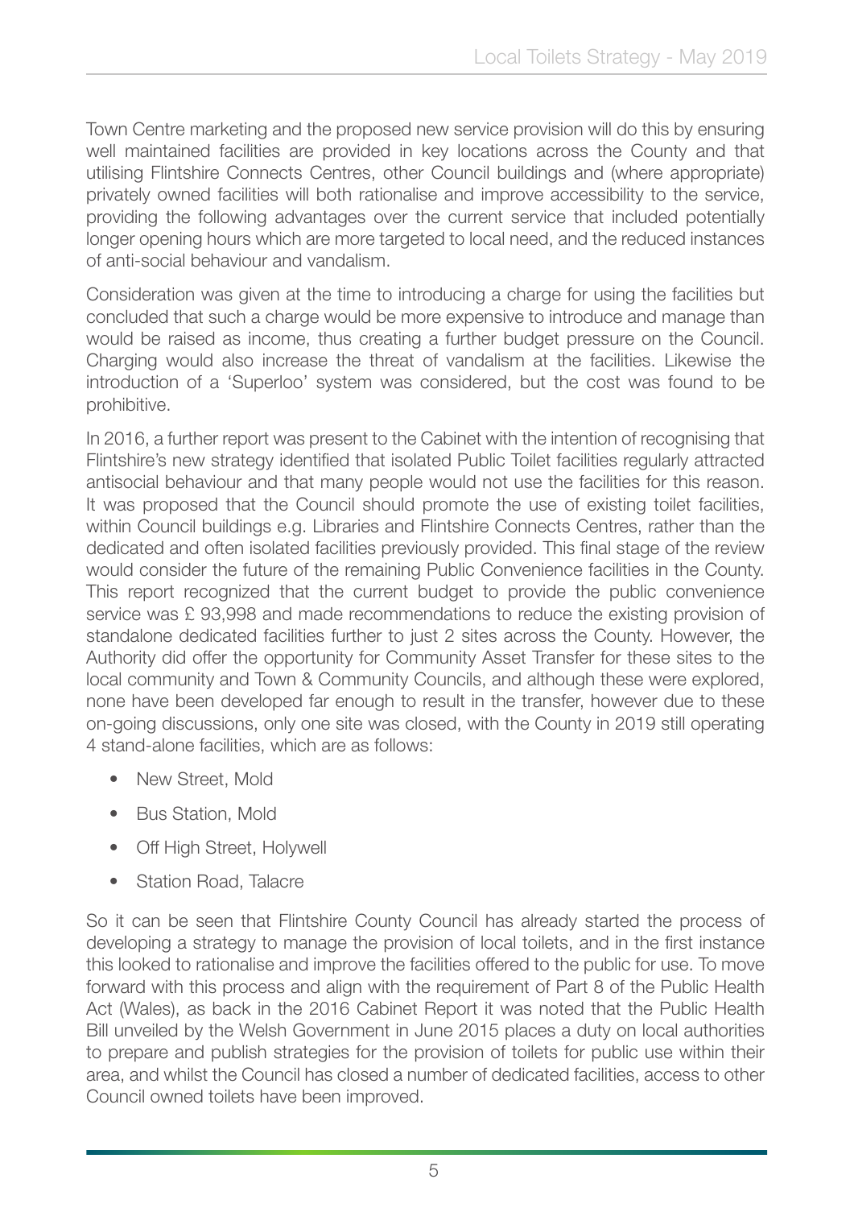Town Centre marketing and the proposed new service provision will do this by ensuring well maintained facilities are provided in key locations across the County and that utilising Flintshire Connects Centres, other Council buildings and (where appropriate) privately owned facilities will both rationalise and improve accessibility to the service, providing the following advantages over the current service that included potentially longer opening hours which are more targeted to local need, and the reduced instances of anti-social behaviour and vandalism.

Consideration was given at the time to introducing a charge for using the facilities but concluded that such a charge would be more expensive to introduce and manage than would be raised as income, thus creating a further budget pressure on the Council. Charging would also increase the threat of vandalism at the facilities. Likewise the introduction of a 'Superloo' system was considered, but the cost was found to be prohibitive.

In 2016, a further report was present to the Cabinet with the intention of recognising that Flintshire's new strategy identified that isolated Public Toilet facilities regularly attracted antisocial behaviour and that many people would not use the facilities for this reason. It was proposed that the Council should promote the use of existing toilet facilities, within Council buildings e.g. Libraries and Flintshire Connects Centres, rather than the dedicated and often isolated facilities previously provided. This final stage of the review would consider the future of the remaining Public Convenience facilities in the County. This report recognized that the current budget to provide the public convenience service was £ 93,998 and made recommendations to reduce the existing provision of standalone dedicated facilities further to just 2 sites across the County. However, the Authority did offer the opportunity for Community Asset Transfer for these sites to the local community and Town & Community Councils, and although these were explored, none have been developed far enough to result in the transfer, however due to these on-going discussions, only one site was closed, with the County in 2019 still operating 4 stand-alone facilities, which are as follows:

- New Street, Mold
- Bus Station, Mold
- Off High Street, Holywell
- Station Road, Talacre

So it can be seen that Flintshire County Council has already started the process of developing a strategy to manage the provision of local toilets, and in the first instance this looked to rationalise and improve the facilities offered to the public for use. To move forward with this process and align with the requirement of Part 8 of the Public Health Act (Wales), as back in the 2016 Cabinet Report it was noted that the Public Health Bill unveiled by the Welsh Government in June 2015 places a duty on local authorities to prepare and publish strategies for the provision of toilets for public use within their area, and whilst the Council has closed a number of dedicated facilities, access to other Council owned toilets have been improved.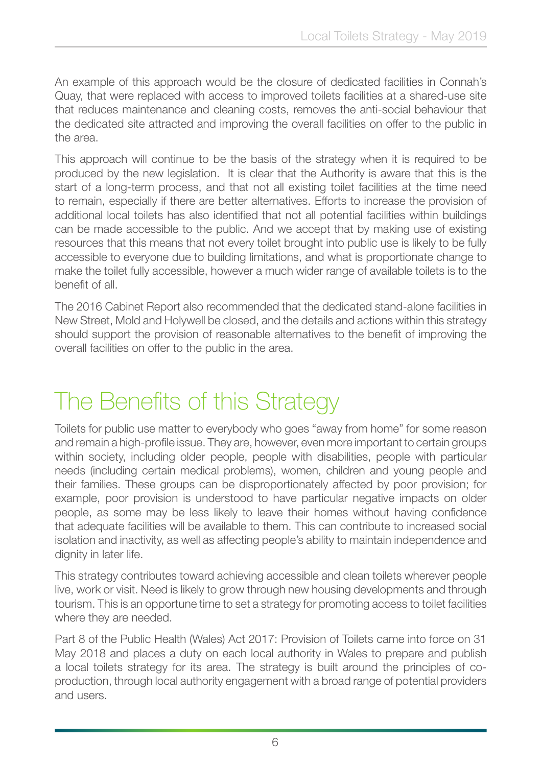An example of this approach would be the closure of dedicated facilities in Connah's Quay, that were replaced with access to improved toilets facilities at a shared-use site that reduces maintenance and cleaning costs, removes the anti-social behaviour that the dedicated site attracted and improving the overall facilities on offer to the public in the area.

This approach will continue to be the basis of the strategy when it is required to be produced by the new legislation. It is clear that the Authority is aware that this is the start of a long-term process, and that not all existing toilet facilities at the time need to remain, especially if there are better alternatives. Efforts to increase the provision of additional local toilets has also identified that not all potential facilities within buildings can be made accessible to the public. And we accept that by making use of existing resources that this means that not every toilet brought into public use is likely to be fully accessible to everyone due to building limitations, and what is proportionate change to make the toilet fully accessible, however a much wider range of available toilets is to the benefit of all.

The 2016 Cabinet Report also recommended that the dedicated stand-alone facilities in New Street, Mold and Holywell be closed, and the details and actions within this strategy should support the provision of reasonable alternatives to the benefit of improving the overall facilities on offer to the public in the area.

# The Benefits of this Strategy

Toilets for public use matter to everybody who goes "away from home" for some reason and remain a high-profile issue. They are, however, even more important to certain groups within society, including older people, people with disabilities, people with particular needs (including certain medical problems), women, children and young people and their families. These groups can be disproportionately affected by poor provision; for example, poor provision is understood to have particular negative impacts on older people, as some may be less likely to leave their homes without having confidence that adequate facilities will be available to them. This can contribute to increased social isolation and inactivity, as well as affecting people's ability to maintain independence and dignity in later life.

This strategy contributes toward achieving accessible and clean toilets wherever people live, work or visit. Need is likely to grow through new housing developments and through tourism. This is an opportune time to set a strategy for promoting access to toilet facilities where they are needed.

Part 8 of the Public Health (Wales) Act 2017: Provision of Toilets came into force on 31 May 2018 and places a duty on each local authority in Wales to prepare and publish a local toilets strategy for its area. The strategy is built around the principles of co-production, through local authority engagement with a broad range of potential providers and users.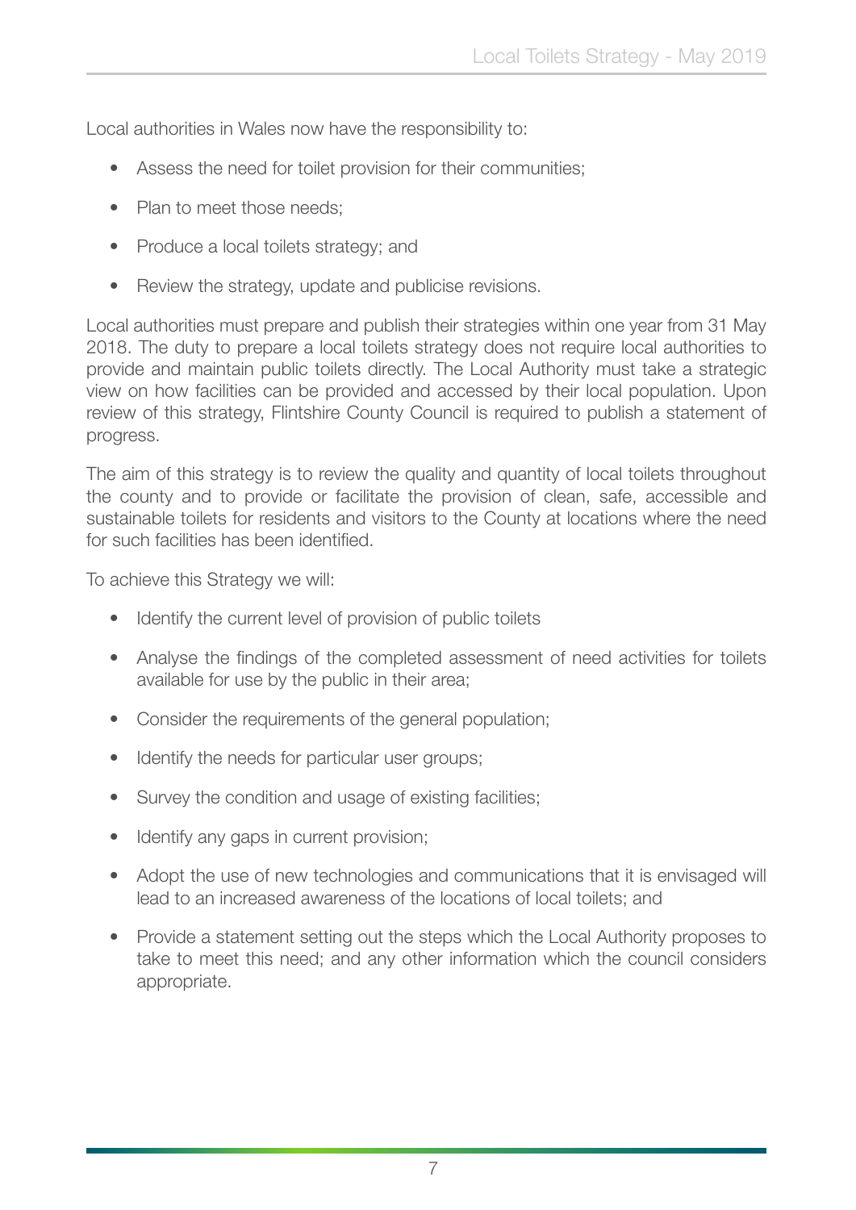Local authorities in Wales now have the responsibility to:

- Assess the need for toilet provision for their communities;
- Plan to meet those needs;
- Produce a local toilets strategy; and
- Review the strategy, update and publicise revisions.

Local authorities must prepare and publish their strategies within one year from 31 May 2018. The duty to prepare a local toilets strategy does not require local authorities to provide and maintain public toilets directly. The Local Authority must take a strategic view on how facilities can be provided and accessed by their local population. Upon review of this strategy, Flintshire County Council is required to publish a statement of progress.

The aim of this strategy is to review the quality and quantity of local toilets throughout the county and to provide or facilitate the provision of clean, safe, accessible and sustainable toilets for residents and visitors to the County at locations where the need for such facilities has been identified.

To achieve this Strategy we will:

- Identify the current level of provision of public toilets
- Analyse the findings of the completed assessment of need activities for toilets available for use by the public in their area;
- Consider the requirements of the general population;
- Identify the needs for particular user groups;
- Survey the condition and usage of existing facilities;
- Identify any gaps in current provision;
- Adopt the use of new technologies and communications that it is envisaged will lead to an increased awareness of the locations of local toilets; and
- Provide a statement setting out the steps which the Local Authority proposes to take to meet this need; and any other information which the council considers appropriate.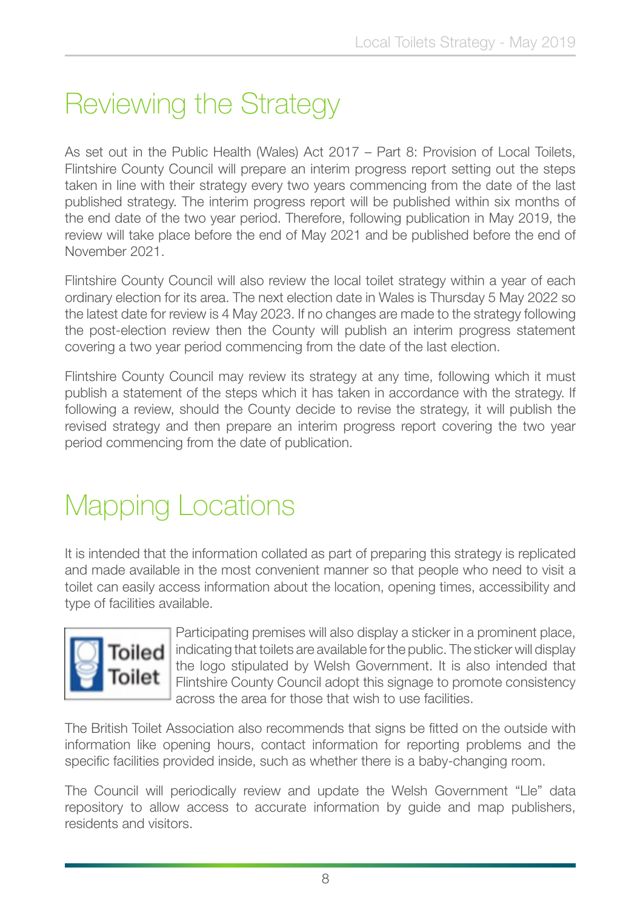# Reviewing the Strategy

As set out in the Public Health (Wales) Act 2017 – Part 8: Provision of Local Toilets, Flintshire County Council will prepare an interim progress report setting out the steps taken in line with their strategy every two years commencing from the date of the last published strategy. The interim progress report will be published within six months of the end date of the two year period. Therefore, following publication in May 2019, the review will take place before the end of May 2021 and be published before the end of November 2021.

Flintshire County Council will also review the local toilet strategy within a year of each ordinary election for its area. The next election date in Wales is Thursday 5 May 2022 so the latest date for review is 4 May 2023. If no changes are made to the strategy following the post-election review then the County will publish an interim progress statement covering a two year period commencing from the date of the last election.

Flintshire County Council may review its strategy at any time, following which it must publish a statement of the steps which it has taken in accordance with the strategy. If following a review, should the County decide to revise the strategy, it will publish the revised strategy and then prepare an interim progress report covering the two year period commencing from the date of publication.

# Mapping Locations

It is intended that the information collated as part of preparing this strategy is replicated and made available in the most convenient manner so that people who need to visit a toilet can easily access information about the location, opening times, accessibility and type of facilities available.

Toiled Toilet

Participating premises will also display a sticker in a prominent place, indicating that toilets are available for the public. The sticker will display the logo stipulated by Welsh Government. It is also intended that Flintshire County Council adopt this signage to promote consistency across the area for those that wish to use facilities.

The British Toilet Association also recommends that signs be fitted on the outside with information like opening hours, contact information for reporting problems and the specific facilities provided inside, such as whether there is a baby-changing room.

The Council will periodically review and update the Welsh Government "Lle" data repository to allow access to accurate information by guide and map publishers, residents and visitors.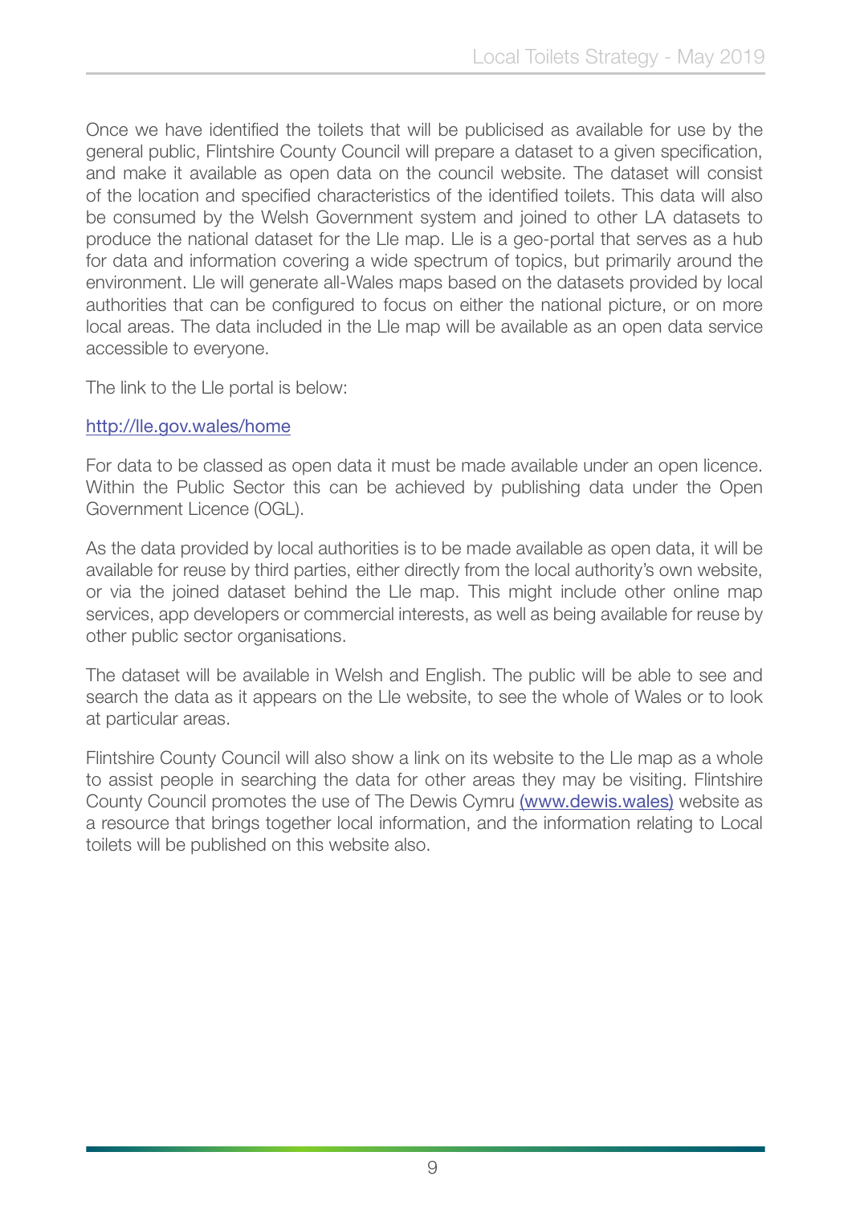Once we have identified the toilets that will be publicised as available for use by the general public, Flintshire County Council will prepare a dataset to a given specification, and make it available as open data on the council website. The dataset will consist of the location and specified characteristics of the identified toilets. This data will also be consumed by the Welsh Government system and joined to other LA datasets to produce the national dataset for the Lle map. Lle is a geo-portal that serves as a hub for data and information covering a wide spectrum of topics, but primarily around the environment. Lle will generate all-Wales maps based on the datasets provided by local authorities that can be configured to focus on either the national picture, or on more local areas. The data included in the Lle map will be available as an open data service accessible to everyone.

The link to the Lle portal is below:

http://lle.gov.wales/home

For data to be classed as open data it must be made available under an open licence. Within the Public Sector this can be achieved by publishing data under the Open Government Licence (OGL).

As the data provided by local authorities is to be made available as open data, it will be available for reuse by third parties, either directly from the local authority's own website, or via the joined dataset behind the Lle map. This might include other online map services, app developers or commercial interests, as well as being available for reuse by other public sector organisations.

The dataset will be available in Welsh and English. The public will be able to see and search the data as it appears on the Lle website, to see the whole of Wales or to look at particular areas.

Flintshire County Council will also show a link on its website to the Lle map as a whole to assist people in searching the data for other areas they may be visiting. Flintshire County Council promotes the use of The Dewis Cymru (www.dewis.wales) website as a resource that brings together local information, and the information relating to Local toilets will be published on this website also.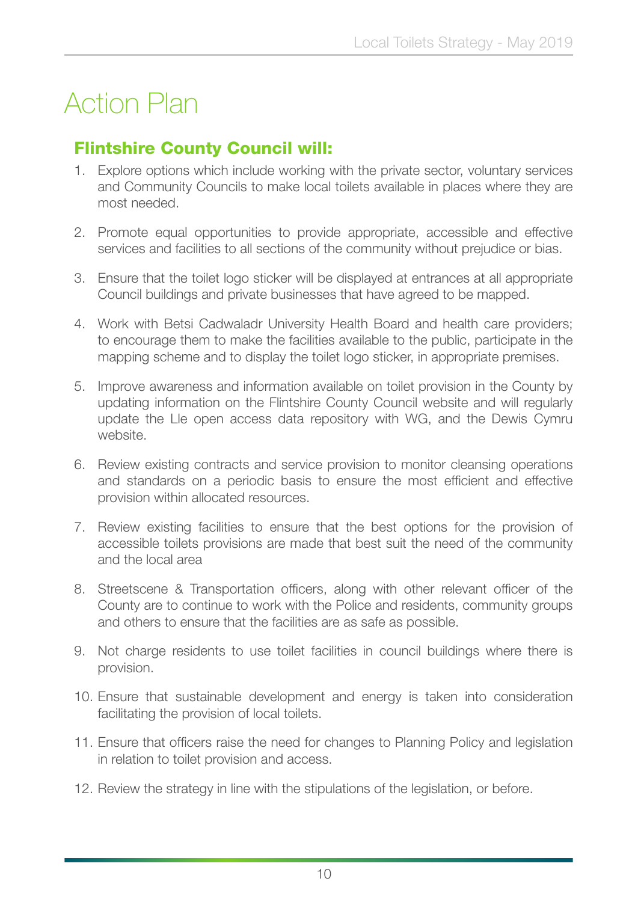# Action Plan

## Flintshire County Council will:

1. Explore options which include working with the private sector, voluntary services and Community Councils to make local toilets available in places where they are most needed.
2. Promote equal opportunities to provide appropriate, accessible and effective services and facilities to all sections of the community without prejudice or bias.
3. Ensure that the toilet logo sticker will be displayed at entrances at all appropriate Council buildings and private businesses that have agreed to be mapped.
4. Work with Betsi Cadwaladr University Health Board and health care providers; to encourage them to make the facilities available to the public, participate in the mapping scheme and to display the toilet logo sticker, in appropriate premises.
5. Improve awareness and information available on toilet provision in the County by updating information on the Flintshire County Council website and will regularly update the Lle open access data repository with WG, and the Dewis Cymru website.
6. Review existing contracts and service provision to monitor cleansing operations and standards on a periodic basis to ensure the most efficient and effective provision within allocated resources.
7. Review existing facilities to ensure that the best options for the provision of accessible toilets provisions are made that best suit the need of the community and the local area
8. Streetscene & Transportation officers, along with other relevant officer of the County are to continue to work with the Police and residents, community groups and others to ensure that the facilities are as safe as possible.
9. Not charge residents to use toilet facilities in council buildings where there is provision.
10. Ensure that sustainable development and energy is taken into consideration facilitating the provision of local toilets.
11. Ensure that officers raise the need for changes to Planning Policy and legislation in relation to toilet provision and access.
12. Review the strategy in line with the stipulations of the legislation, or before.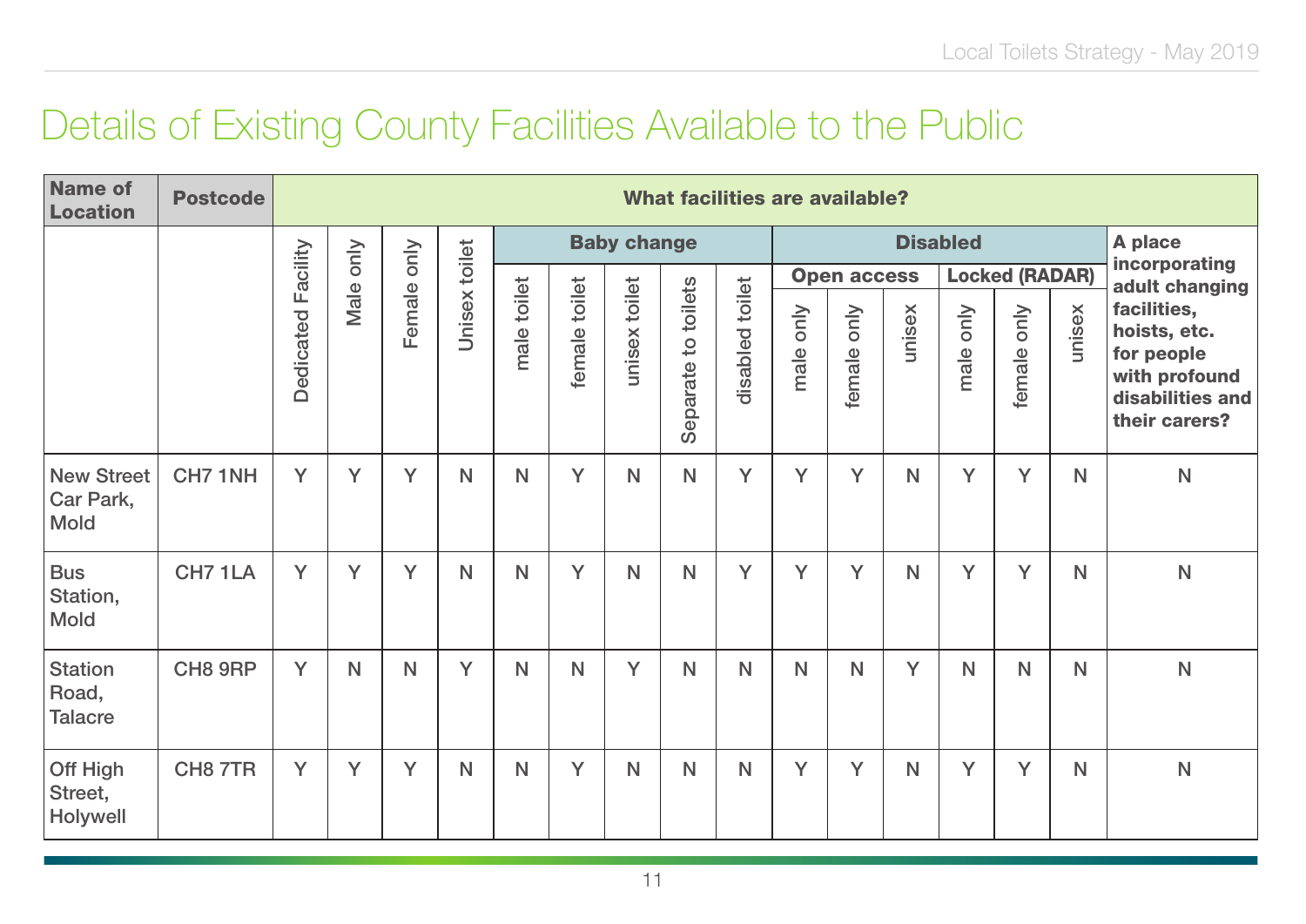# Details of Existing County Facilities Available to the Public

| Name of Location | Postcode | What facilities are available? | | | | | | | | | | | | | | | | |
|---|---|---|---|---|---|---|---|---|---|---|---|---|---|---|---|---|---|---|
| | | | | | | Baby change | | | | | Disabled | | | | | | A place incorporating adult changing facilities, hoists, etc. for people with profound disabilities and their carers? |
| | | | | | | | | | | | Open access | | | Locked (RADAR) | | | |
| | | Dedicated Facility | Male only | Female only | Unisex toilet | male toilet | female toilet | unisex toilet | Separate to toilets | disabled toilet | male only | female only | unisex | male only | female only | unisex | |
| New Street Car Park, Mold | CH7 1NH | Y | Y | Y | N | N | Y | N | N | Y | Y | Y | N | Y | Y | N | N |
| Bus Station, Mold | CH7 1LA | Y | Y | Y | N | N | Y | N | N | Y | Y | Y | N | Y | Y | N | N |
| Station Road, Talacre | CH8 9RP | Y | N | N | Y | N | N | Y | N | N | N | N | Y | N | N | N | N |
| Off High Street, Holywell | CH8 7TR | Y | Y | Y | N | N | Y | N | N | N | Y | Y | N | Y | Y | N | N |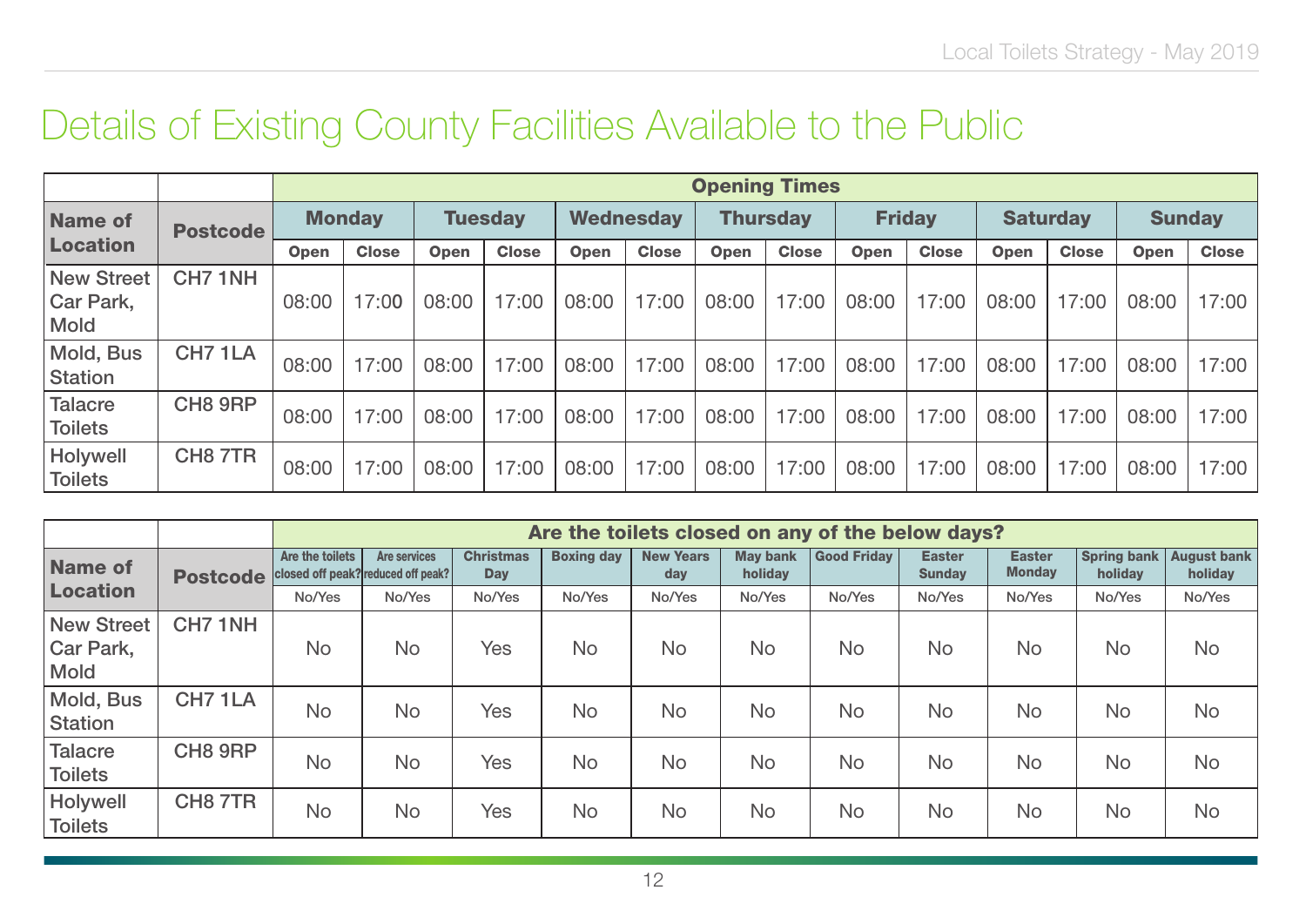# Details of Existing County Facilities Available to the Public

| | | Opening Times | | | | | | | | | | | | | |
|---|---|---|---|---|---|---|---|---|---|---|---|---|---|---|---|
| **Name of Location** | **Postcode** | **Monday** | | **Tuesday** | | **Wednesday** | | **Thursday** | | **Friday** | | **Saturday** | | **Sunday** | |
| | | **Open** | **Close** | **Open** | **Close** | **Open** | **Close** | **Open** | **Close** | **Open** | **Close** | **Open** | **Close** | **Open** | **Close** |
| New Street Car Park, Mold | CH7 1NH | 08:00 | 17:00 | 08:00 | 17:00 | 08:00 | 17:00 | 08:00 | 17:00 | 08:00 | 17:00 | 08:00 | 17:00 | 08:00 | 17:00 |
| Mold, Bus Station | CH7 1LA | 08:00 | 17:00 | 08:00 | 17:00 | 08:00 | 17:00 | 08:00 | 17:00 | 08:00 | 17:00 | 08:00 | 17:00 | 08:00 | 17:00 |
| Talacre Toilets | CH8 9RP | 08:00 | 17:00 | 08:00 | 17:00 | 08:00 | 17:00 | 08:00 | 17:00 | 08:00 | 17:00 | 08:00 | 17:00 | 08:00 | 17:00 |
| Holywell Toilets | CH8 7TR | 08:00 | 17:00 | 08:00 | 17:00 | 08:00 | 17:00 | 08:00 | 17:00 | 08:00 | 17:00 | 08:00 | 17:00 | 08:00 | 17:00 |

| | | Are the toilets closed on any of the below days? | | | | | | | | | | |
|---|---|---|---|---|---|---|---|---|---|---|---|---|
| **Name of Location** | **Postcode** | **Are the toilets closed off peak?** | **Are services reduced off peak?** | **Christmas Day** | **Boxing day** | **New Years day** | **May bank holiday** | **Good Friday** | **Easter Sunday** | **Easter Monday** | **Spring bank holiday** | **August bank holiday** |
| | | No/Yes | No/Yes | No/Yes | No/Yes | No/Yes | No/Yes | No/Yes | No/Yes | No/Yes | No/Yes | No/Yes |
| New Street Car Park, Mold | CH7 1NH | No | No | Yes | No | No | No | No | No | No | No | No |
| Mold, Bus Station | CH7 1LA | No | No | Yes | No | No | No | No | No | No | No | No |
| Talacre Toilets | CH8 9RP | No | No | Yes | No | No | No | No | No | No | No | No |
| Holywell Toilets | CH8 7TR | No | No | Yes | No | No | No | No | No | No | No | No |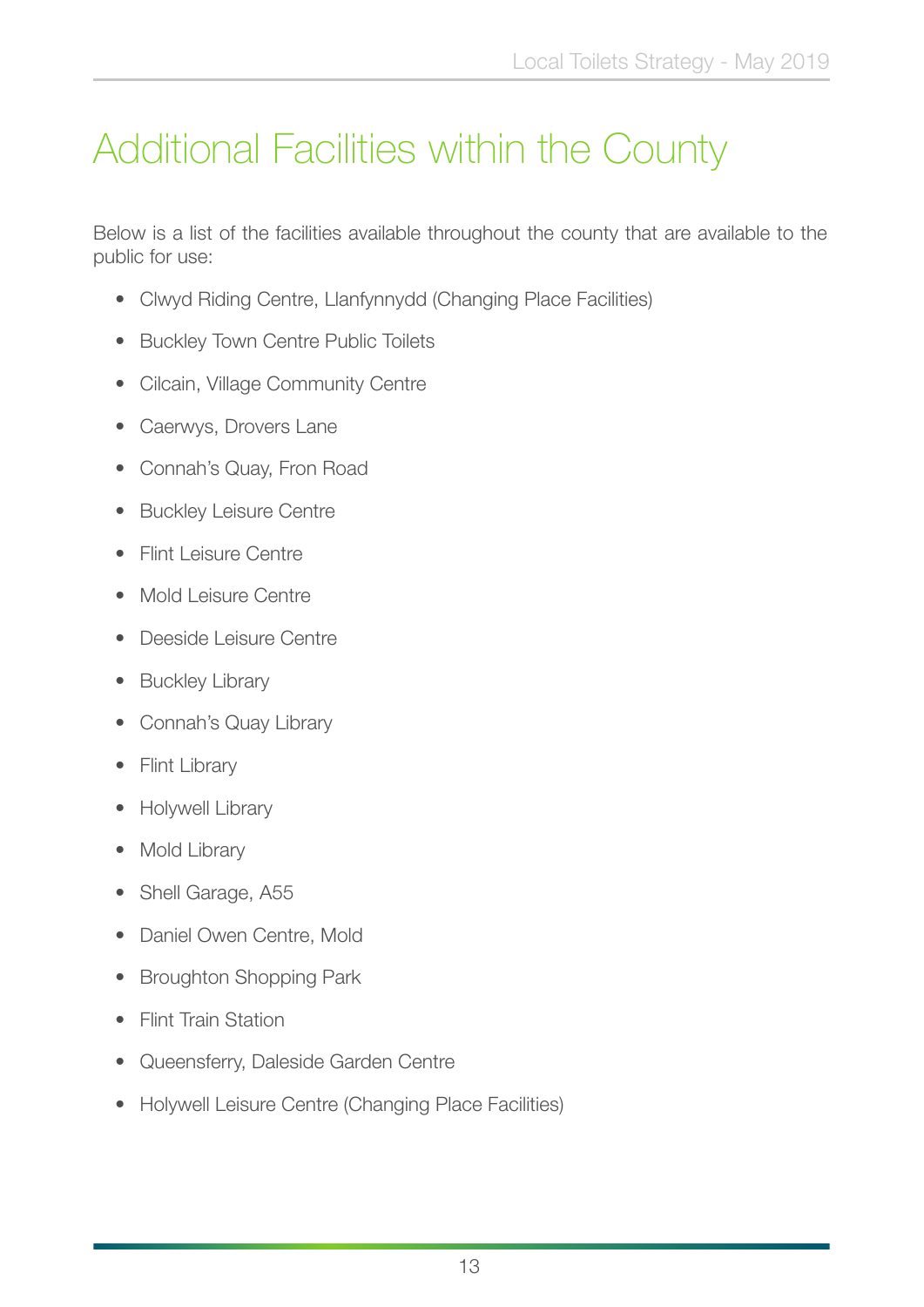# Additional Facilities within the County

Below is a list of the facilities available throughout the county that are available to the public for use:

- Clwyd Riding Centre, Llanfynnydd (Changing Place Facilities)
- Buckley Town Centre Public Toilets
- Cilcain, Village Community Centre
- Caerwys, Drovers Lane
- Connah's Quay, Fron Road
- Buckley Leisure Centre
- Flint Leisure Centre
- Mold Leisure Centre
- Deeside Leisure Centre
- Buckley Library
- Connah's Quay Library
- Flint Library
- Holywell Library
- Mold Library
- Shell Garage, A55
- Daniel Owen Centre, Mold
- Broughton Shopping Park
- Flint Train Station
- Queensferry, Daleside Garden Centre
- Holywell Leisure Centre (Changing Place Facilities)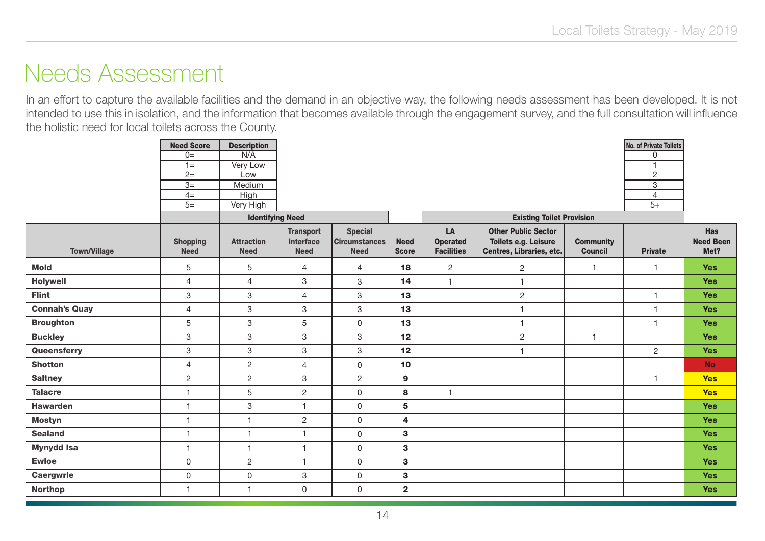# Needs Assessment

In an effort to capture the available facilities and the demand in an objective way, the following needs assessment has been developed. It is not intended to use this in isolation, and the information that becomes available through the engagement survey, and the full consultation will influence the holistic need for local toilets across the County.

| Need Score | Description |
|---|---|
| 0= | N/A |
| 1= | Very Low |
| 2= | Low |
| 3= | Medium |
| 4= | High |
| 5= | Very High |

| No. of Private Toilets |
|---|
| 0 |
| 1 |
| 2 |
| 3 |
| 4 |
| 5+ |

| | Identifying Need | | | | | Existing Toilet Provision | | | | |
|---|---|---|---|---|---|---|---|---|---|---|
| **Town/Village** | **Shopping Need** | **Attraction Need** | **Transport Interface Need** | **Special Circumstances Need** | **Need Score** | **LA Operated Facilities** | **Other Public Sector Toilets e.g. Leisure Centres, Libraries, etc.** | **Community Council** | **Private** | **Has Need Been Met?** |
| **Mold** | 5 | 5 | 4 | 4 | **18** | 2 | 2 | 1 | 1 | **Yes** |
| **Holywell** | 4 | 4 | 3 | 3 | **14** | 1 | 1 | | | **Yes** |
| **Flint** | 3 | 3 | 4 | 3 | **13** | | 2 | | 1 | **Yes** |
| **Connah's Quay** | 4 | 3 | 3 | 3 | **13** | | 1 | | 1 | **Yes** |
| **Broughton** | 5 | 3 | 5 | 0 | **13** | | 1 | | 1 | **Yes** |
| **Buckley** | 3 | 3 | 3 | 3 | **12** | | 2 | 1 | | **Yes** |
| **Queensferry** | 3 | 3 | 3 | 3 | **12** | | 1 | | 2 | **Yes** |
| **Shotton** | 4 | 2 | 4 | 0 | **10** | | | | | **No** |
| **Saltney** | 2 | 2 | 3 | 2 | **9** | | | | 1 | **Yes** |
| **Talacre** | 1 | 5 | 2 | 0 | **8** | 1 | | | | **Yes** |
| **Hawarden** | 1 | 3 | 1 | 0 | **5** | | | | | **Yes** |
| **Mostyn** | 1 | 1 | 2 | 0 | **4** | | | | | **Yes** |
| **Sealand** | 1 | 1 | 1 | 0 | **3** | | | | | **Yes** |
| **Mynydd Isa** | 1 | 1 | 1 | 0 | **3** | | | | | **Yes** |
| **Ewloe** | 0 | 2 | 1 | 0 | **3** | | | | | **Yes** |
| **Caergwrle** | 0 | 0 | 3 | 0 | **3** | | | | | **Yes** |
| **Northop** | 1 | 1 | 0 | 0 | **2** | | | | | **Yes** |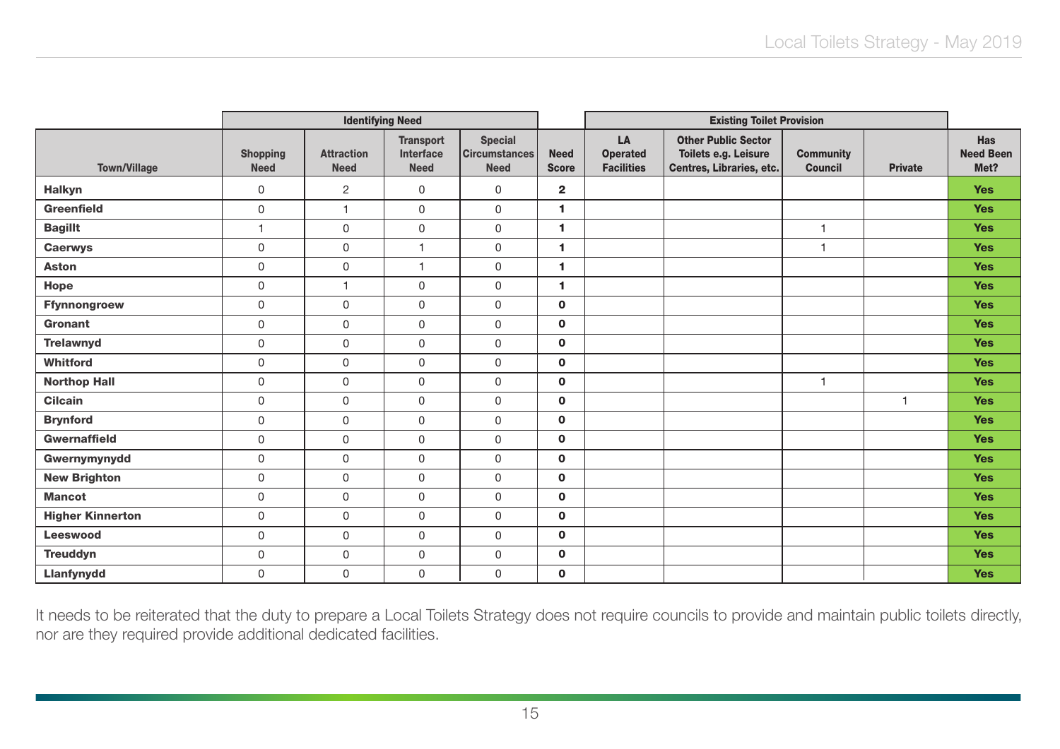| | Identifying Need | | | | | Existing Toilet Provision | | | | |
|---|---|---|---|---|---|---|---|---|---|---|
| **Town/Village** | **Shopping Need** | **Attraction Need** | **Transport Interface Need** | **Special Circumstances Need** | **Need Score** | **LA Operated Facilities** | **Other Public Sector Toilets e.g. Leisure Centres, Libraries, etc.** | **Community Council** | **Private** | **Has Need Been Met?** |
| **Halkyn** | 0 | 2 | 0 | 0 | **2** | | | | | **Yes** |
| **Greenfield** | 0 | 1 | 0 | 0 | **1** | | | | | **Yes** |
| **Bagillt** | 1 | 0 | 0 | 0 | **1** | | | 1 | | **Yes** |
| **Caerwys** | 0 | 0 | 1 | 0 | **1** | | | 1 | | **Yes** |
| **Aston** | 0 | 0 | 1 | 0 | **1** | | | | | **Yes** |
| **Hope** | 0 | 1 | 0 | 0 | **1** | | | | | **Yes** |
| **Ffynnongroew** | 0 | 0 | 0 | 0 | **0** | | | | | **Yes** |
| **Gronant** | 0 | 0 | 0 | 0 | **0** | | | | | **Yes** |
| **Trelawnyd** | 0 | 0 | 0 | 0 | **0** | | | | | **Yes** |
| **Whitford** | 0 | 0 | 0 | 0 | **0** | | | | | **Yes** |
| **Northop Hall** | 0 | 0 | 0 | 0 | **0** | | | 1 | | **Yes** |
| **Cilcain** | 0 | 0 | 0 | 0 | **0** | | | | 1 | **Yes** |
| **Brynford** | 0 | 0 | 0 | 0 | **0** | | | | | **Yes** |
| **Gwernaffield** | 0 | 0 | 0 | 0 | **0** | | | | | **Yes** |
| **Gwernymynydd** | 0 | 0 | 0 | 0 | **0** | | | | | **Yes** |
| **New Brighton** | 0 | 0 | 0 | 0 | **0** | | | | | **Yes** |
| **Mancot** | 0 | 0 | 0 | 0 | **0** | | | | | **Yes** |
| **Higher Kinnerton** | 0 | 0 | 0 | 0 | **0** | | | | | **Yes** |
| **Leeswood** | 0 | 0 | 0 | 0 | **0** | | | | | **Yes** |
| **Treuddyn** | 0 | 0 | 0 | 0 | **0** | | | | | **Yes** |
| **Llanfynydd** | 0 | 0 | 0 | 0 | **0** | | | | | **Yes** |

It needs to be reiterated that the duty to prepare a Local Toilets Strategy does not require councils to provide and maintain public toilets directly, nor are they required provide additional dedicated facilities.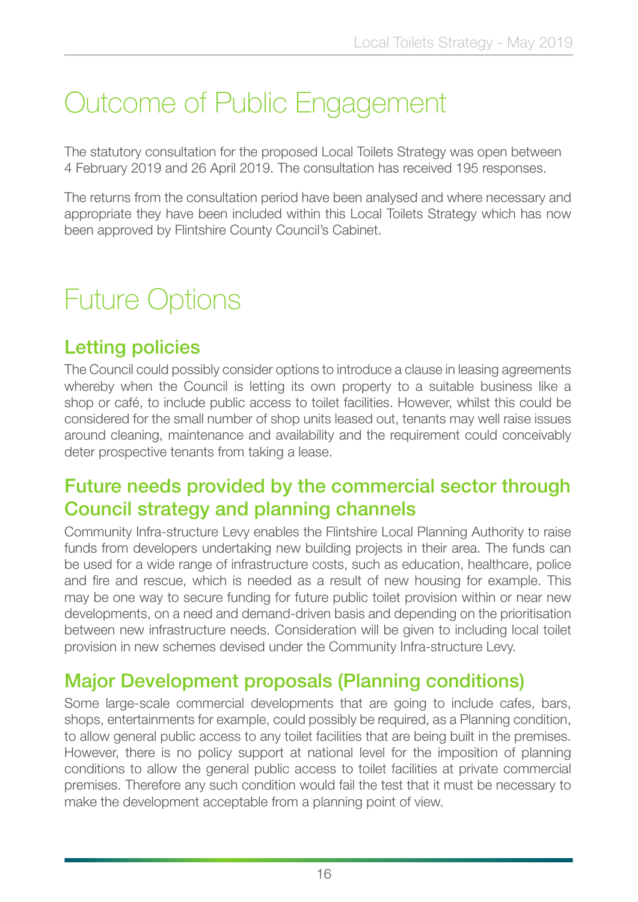# Outcome of Public Engagement

The statutory consultation for the proposed Local Toilets Strategy was open between 4 February 2019 and 26 April 2019. The consultation has received 195 responses.

The returns from the consultation period have been analysed and where necessary and appropriate they have been included within this Local Toilets Strategy which has now been approved by Flintshire County Council's Cabinet.

# Future Options

## Letting policies

The Council could possibly consider options to introduce a clause in leasing agreements whereby when the Council is letting its own property to a suitable business like a shop or café, to include public access to toilet facilities. However, whilst this could be considered for the small number of shop units leased out, tenants may well raise issues around cleaning, maintenance and availability and the requirement could conceivably deter prospective tenants from taking a lease.

## Future needs provided by the commercial sector through Council strategy and planning channels

Community Infra-structure Levy enables the Flintshire Local Planning Authority to raise funds from developers undertaking new building projects in their area. The funds can be used for a wide range of infrastructure costs, such as education, healthcare, police and fire and rescue, which is needed as a result of new housing for example. This may be one way to secure funding for future public toilet provision within or near new developments, on a need and demand-driven basis and depending on the prioritisation between new infrastructure needs. Consideration will be given to including local toilet provision in new schemes devised under the Community Infra-structure Levy.

## Major Development proposals (Planning conditions)

Some large-scale commercial developments that are going to include cafes, bars, shops, entertainments for example, could possibly be required, as a Planning condition, to allow general public access to any toilet facilities that are being built in the premises. However, there is no policy support at national level for the imposition of planning conditions to allow the general public access to toilet facilities at private commercial premises. Therefore any such condition would fail the test that it must be necessary to make the development acceptable from a planning point of view.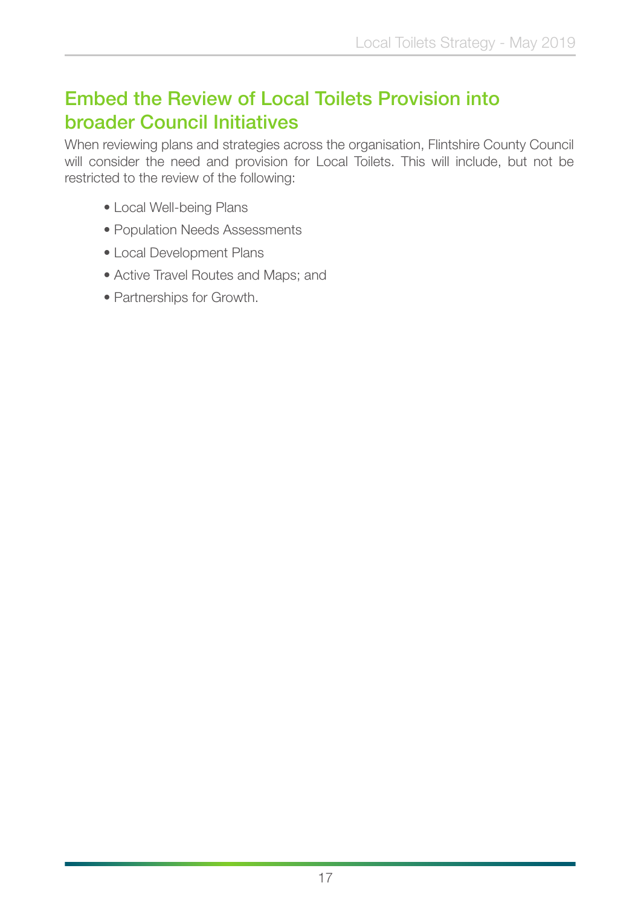## Embed the Review of Local Toilets Provision into broader Council Initiatives

When reviewing plans and strategies across the organisation, Flintshire County Council will consider the need and provision for Local Toilets. This will include, but not be restricted to the review of the following:

- Local Well-being Plans
- Population Needs Assessments
- Local Development Plans
- Active Travel Routes and Maps; and
- Partnerships for Growth.